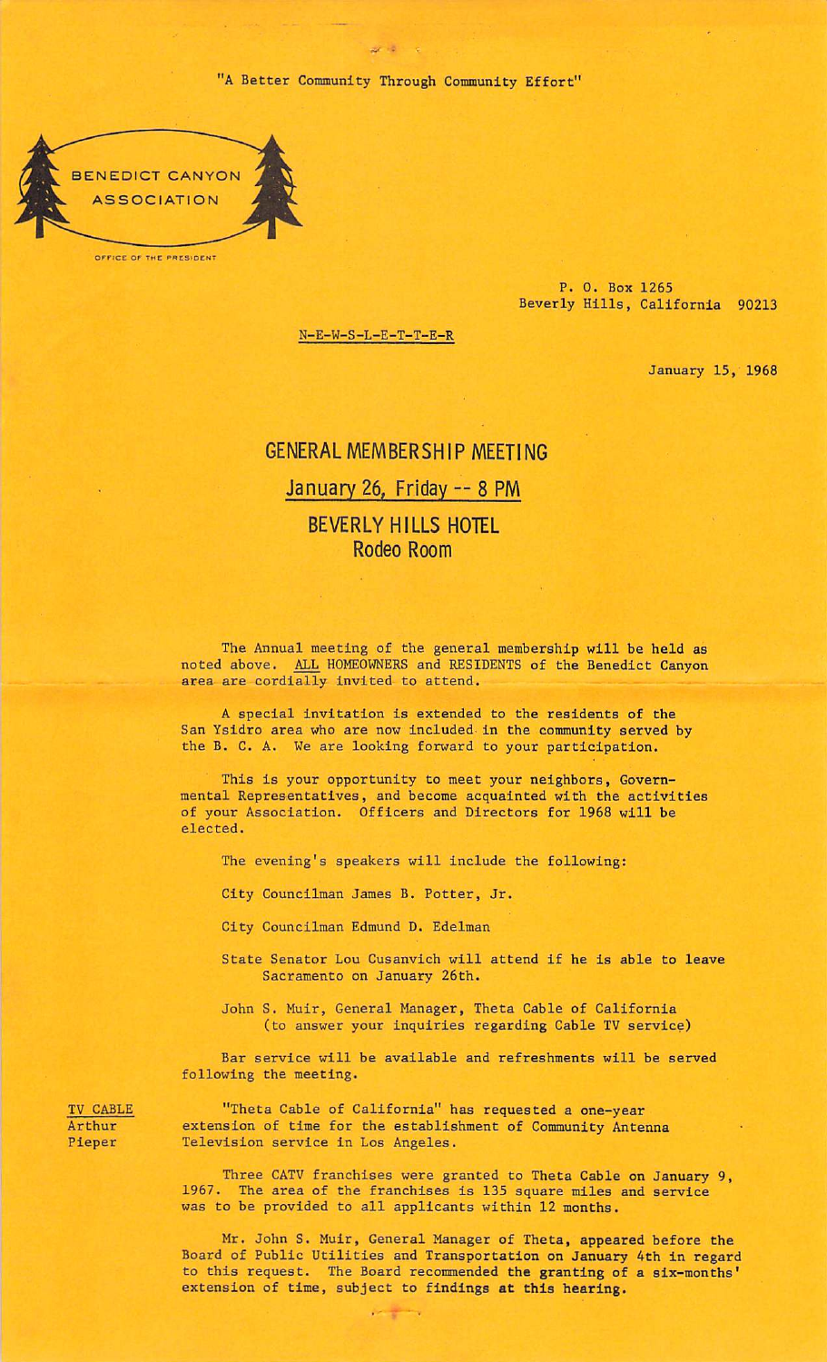"A Better Community Through Community Effort"

BENEDICT CANYON ASSOCIATION

OFFICE OF THE PRESIDENT

P. O. Box 1265
Beverly Hills, California 90213

N-E-W-S-L-E-T-T-E-R

January 15, 1968

## GENERAL MEMBERSHIP MEETING

### January 26, Friday -- 8 PM

### BEVERLY HILLS HOTEL
### Rodeo Room

The Annual meeting of the general membership will be held as noted above. ALL HOMEOWNERS and RESIDENTS of the Benedict Canyon area are cordially invited to attend.

A special invitation is extended to the residents of the San Ysidro area who are now included in the community served by the B. C. A. We are looking forward to your participation.

This is your opportunity to meet your neighbors, Governmental Representatives, and become acquainted with the activities of your Association. Officers and Directors for 1968 will be elected.

The evening's speakers will include the following:

City Councilman James B. Potter, Jr.

City Councilman Edmund D. Edelman

State Senator Lou Cusanvich will attend if he is able to leave Sacramento on January 26th.

John S. Muir, General Manager, Theta Cable of California (to answer your inquiries regarding Cable TV service)

Bar service will be available and refreshments will be served following the meeting.

**TV CABLE**
Arthur Pieper

"Theta Cable of California" has requested a one-year extension of time for the establishment of Community Antenna Television service in Los Angeles.

Three CATV franchises were granted to Theta Cable on January 9, 1967. The area of the franchises is 135 square miles and service was to be provided to all applicants within 12 months.

Mr. John S. Muir, General Manager of Theta, appeared before the Board of Public Utilities and Transportation on January 4th in regard to this request. The Board recommended the granting of a six-months' extension of time, subject to findings at this hearing.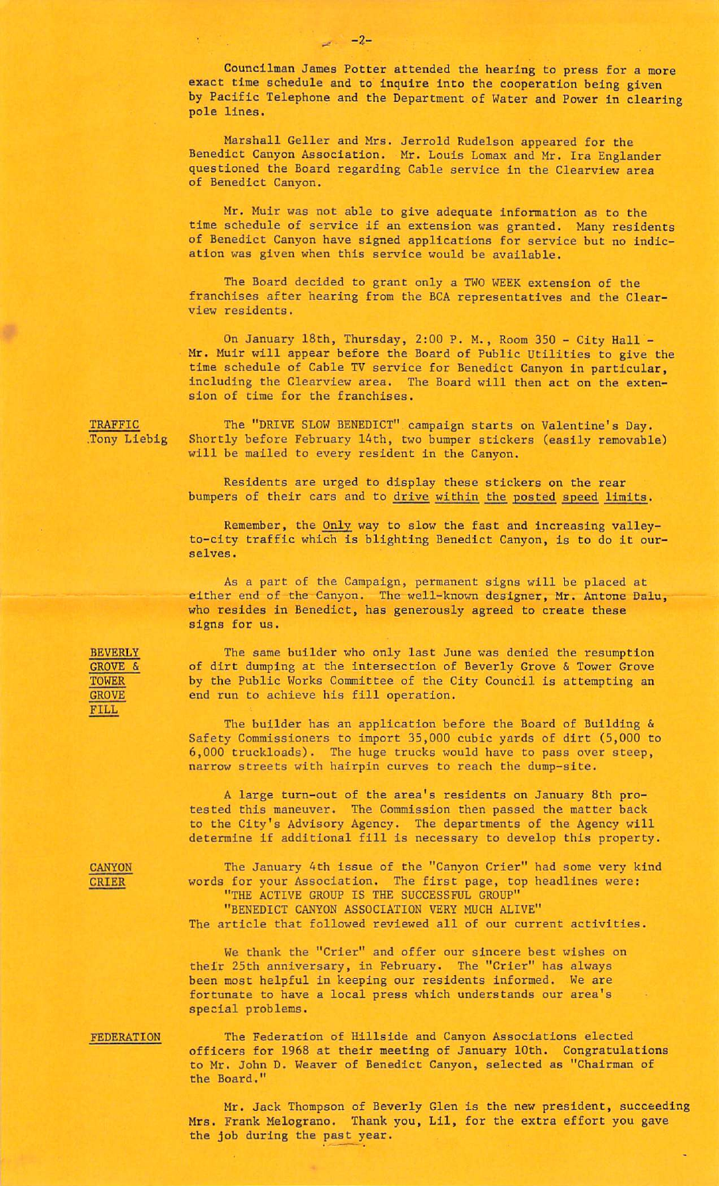Councilman James Potter attended the hearing to press for a more exact time schedule and to inquire into the cooperation being given by Pacific Telephone and the Department of Water and Power in clearing pole lines.

Marshall Geller and Mrs. Jerrold Rudelson appeared for the Benedict Canyon Association. Mr. Louis Lomax and Mr. Ira Englander questioned the Board regarding Cable service in the Clearview area of Benedict Canyon.

Mr. Muir was not able to give adequate information as to the time schedule of service if an extension was granted. Many residents of Benedict Canyon have signed applications for service but no indication was given when this service would be available.

The Board decided to grant only a TWO WEEK extension of the franchises after hearing from the BCA representatives and the Clearview residents.

On January 18th, Thursday, 2:00 P. M., Room 350 - City Hall - Mr. Muir will appear before the Board of Public Utilities to give the time schedule of Cable TV service for Benedict Canyon in particular, including the Clearview area. The Board will then act on the extension of time for the franchises.

<u>TRAFFIC</u>
Tony Liebig

The "DRIVE SLOW BENEDICT" campaign starts on Valentine's Day. Shortly before February 14th, two bumper stickers (easily removable) will be mailed to every resident in the Canyon.

Residents are urged to display these stickers on the rear bumpers of their cars and to <u>drive within the posted speed limits</u>.

Remember, the <u>Only</u> way to slow the fast and increasing valley-to-city traffic which is blighting Benedict Canyon, is to do it ourselves.

As a part of the Campaign, permanent signs will be placed at either end of the Canyon. The well-known designer, Mr. Antone Dalu, who resides in Benedict, has generously agreed to create these signs for us.

<u>BEVERLY GROVE & TOWER GROVE FILL</u>

The same builder who only last June was denied the resumption of dirt dumping at the intersection of Beverly Grove & Tower Grove by the Public Works Committee of the City Council is attempting an end run to achieve his fill operation.

The builder has an application before the Board of Building & Safety Commissioners to import 35,000 cubic yards of dirt (5,000 to 6,000 truckloads). The huge trucks would have to pass over steep, narrow streets with hairpin curves to reach the dump-site.

A large turn-out of the area's residents on January 8th protested this maneuver. The Commission then passed the matter back to the City's Advisory Agency. The departments of the Agency will determine if additional fill is necessary to develop this property.

<u>CANYON CRIER</u>

The January 4th issue of the "Canyon Crier" had some very kind words for your Association. The first page, top headlines were:
"THE ACTIVE GROUP IS THE SUCCESSFUL GROUP"
"BENEDICT CANYON ASSOCIATION VERY MUCH ALIVE"
The article that followed reviewed all of our current activities.

We thank the "Crier" and offer our sincere best wishes on their 25th anniversary, in February. The "Crier" has always been most helpful in keeping our residents informed. We are fortunate to have a local press which understands our area's special problems.

<u>FEDERATION</u>

The Federation of Hillside and Canyon Associations elected officers for 1968 at their meeting of January 10th. Congratulations to Mr. John D. Weaver of Benedict Canyon, selected as "Chairman of the Board."

Mr. Jack Thompson of Beverly Glen is the new president, succeeding Mrs. Frank Melograno. Thank you, Lil, for the extra effort you gave the job during the past year.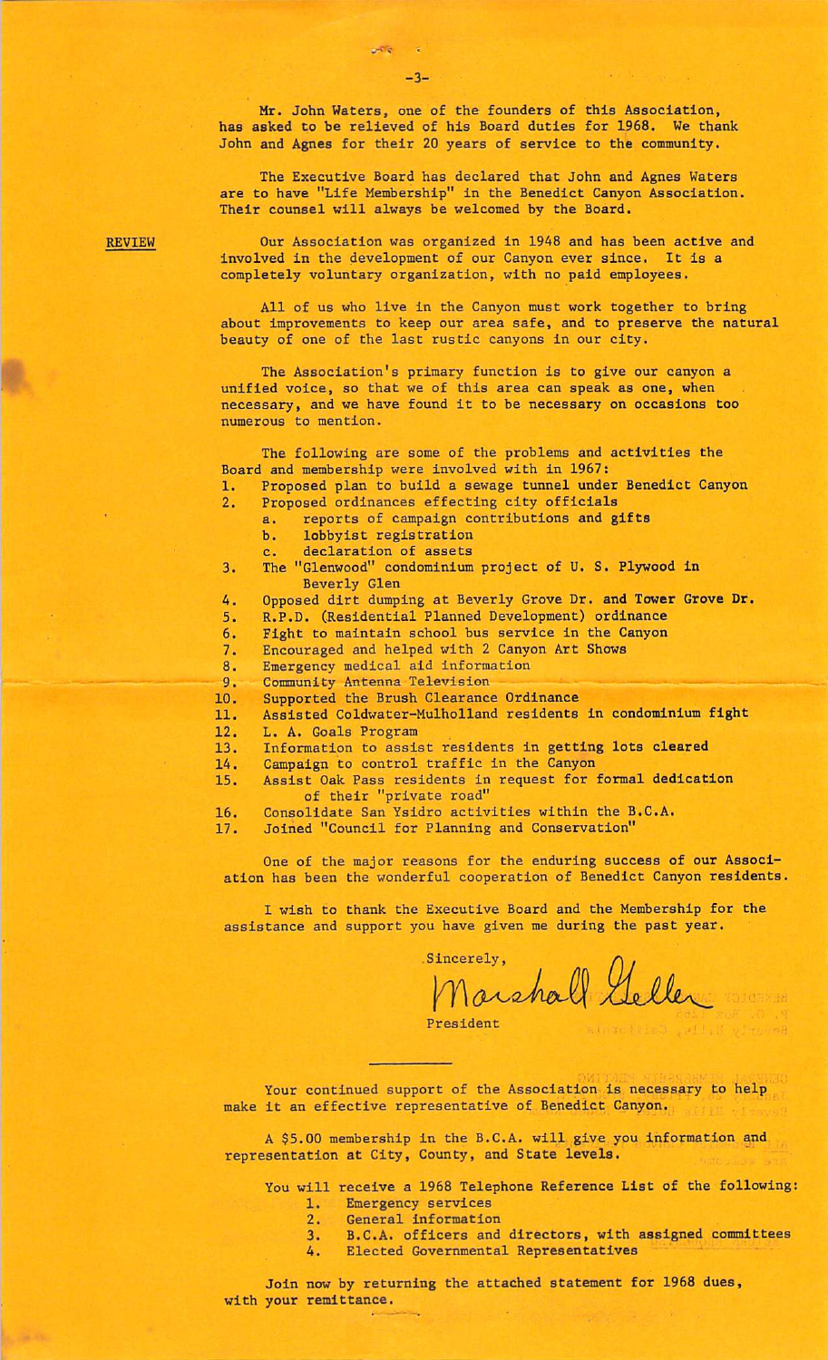Mr. John Waters, one of the founders of this Association, has asked to be relieved of his Board duties for 1968. We thank John and Agnes for their 20 years of service to the community.

The Executive Board has declared that John and Agnes Waters are to have "Life Membership" in the Benedict Canyon Association. Their counsel will always be welcomed by the Board.

REVIEW

Our Association was organized in 1948 and has been active and involved in the development of our Canyon ever since. It is a completely voluntary organization, with no paid employees.

All of us who live in the Canyon must work together to bring about improvements to keep our area safe, and to preserve the natural beauty of one of the last rustic canyons in our city.

The Association's primary function is to give our canyon a unified voice, so that we of this area can speak as one, when necessary, and we have found it to be necessary on occasions too numerous to mention.

The following are some of the problems and activities the Board and membership were involved with in 1967:

1. Proposed plan to build a sewage tunnel under Benedict Canyon
2. Proposed ordinances effecting city officials
   a. reports of campaign contributions and gifts
   b. lobbyist registration
   c. declaration of assets
3. The "Glenwood" condominium project of U. S. Plywood in Beverly Glen
4. Opposed dirt dumping at Beverly Grove Dr. and Tower Grove Dr.
5. R.P.D. (Residential Planned Development) ordinance
6. Fight to maintain school bus service in the Canyon
7. Encouraged and helped with 2 Canyon Art Shows
8. Emergency medical aid information
9. Community Antenna Television
10. Supported the Brush Clearance Ordinance
11. Assisted Coldwater-Mulholland residents in condominium fight
12. L. A. Goals Program
13. Information to assist residents in getting lots cleared
14. Campaign to control traffic in the Canyon
15. Assist Oak Pass residents in request for formal dedication of their "private road"
16. Consolidate San Ysidro activities within the B.C.A.
17. Joined "Council for Planning and Conservation"

One of the major reasons for the enduring success of our Association has been the wonderful cooperation of Benedict Canyon residents.

I wish to thank the Executive Board and the Membership for the assistance and support you have given me during the past year.

Sincerely,

Marshall Geller

President

---

Your continued support of the Association is necessary to help make it an effective representative of Benedict Canyon.

A $5.00 membership in the B.C.A. will give you information and representation at City, County, and State levels.

You will receive a 1968 Telephone Reference List of the following:

1. Emergency services
2. General information
3. B.C.A. officers and directors, with assigned committees
4. Elected Governmental Representatives

Join now by returning the attached statement for 1968 dues, with your remittance.